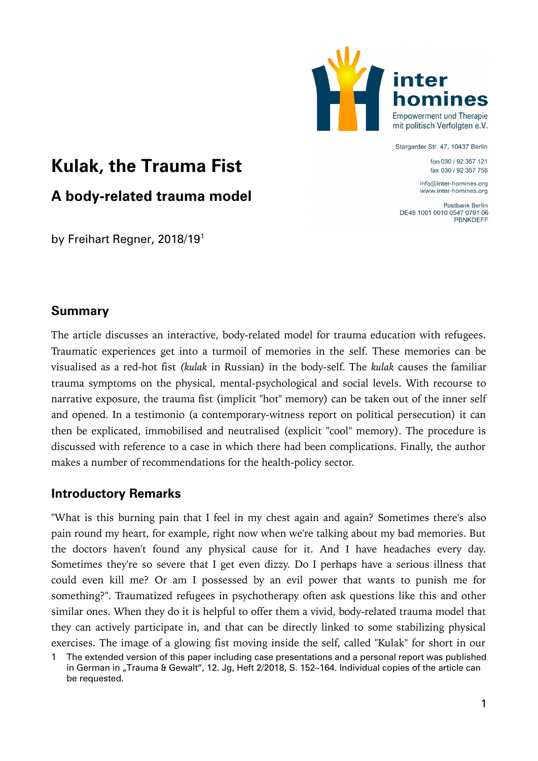inter homines

Empowerment und Therapie mit politisch Verfolgten e.V.

Stargarder Str. 47, 10437 Berlin

fon 030 / 92 357 121
fax 030 / 92 357 756

info@inter-homines.org
www.inter-homines.org

Postbank Berlin
DE48 1001 0010 0547 0791 06
PBNKDEFF

# Kulak, the Trauma Fist

## A body-related trauma model

by Freihart Regner, 2018/19[1]

### Summary

The article discusses an interactive, body-related model for trauma education with refugees. Traumatic experiences get into a turmoil of memories in the self. These memories can be visualised as a red-hot fist *(kulak* in Russian) in the body-self. The *kulak* causes the familiar trauma symptoms on the physical, mental-psychological and social levels. With recourse to narrative exposure, the trauma fist (implicit "hot" memory) can be taken out of the inner self and opened. In a testimonio (a contemporary-witness report on political persecution) it can then be explicated, immobilised and neutralised (explicit "cool" memory). The procedure is discussed with reference to a case in which there had been complications. Finally, the author makes a number of recommendations for the health-policy sector.

### Introductory Remarks

"What is this burning pain that I feel in my chest again and again? Sometimes there's also pain round my heart, for example, right now when we're talking about my bad memories. But the doctors haven't found any physical cause for it. And I have headaches every day. Sometimes they're so severe that I get even dizzy. Do I perhaps have a serious illness that could even kill me? Or am I possessed by an evil power that wants to punish me for something?". Traumatized refugees in psychotherapy often ask questions like this and other similar ones. When they do it is helpful to offer them a vivid, body-related trauma model that they can actively participate in, and that can be directly linked to some stabilizing physical exercises. The image of a glowing fist moving inside the self, called "Kulak" for short in our

1 The extended version of this paper including case presentations and a personal report was published in German in „Trauma & Gewalt", 12. Jg, Heft 2/2018, S. 152–164. Individual copies of the article can be requested.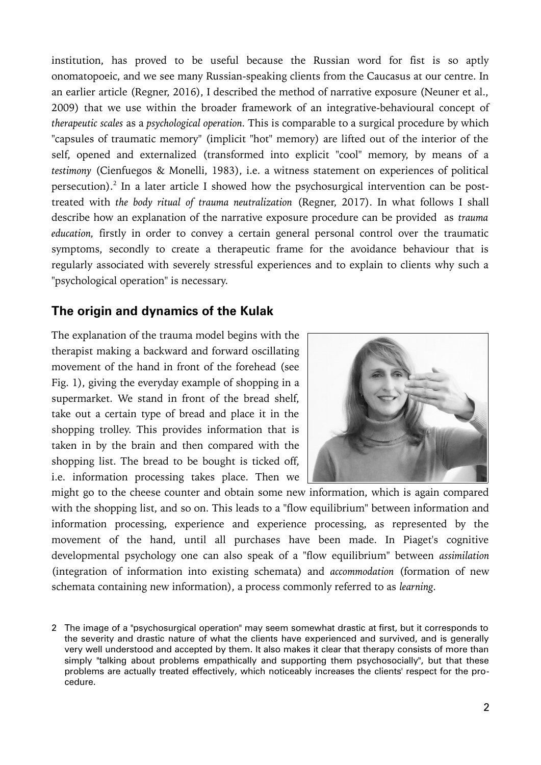institution, has proved to be useful because the Russian word for fist is so aptly onomatopoeic, and we see many Russian-speaking clients from the Caucasus at our centre. In an earlier article (Regner, 2016), I described the method of narrative exposure (Neuner et al., 2009) that we use within the broader framework of an integrative-behavioural concept of *therapeutic scales* as a *psychological operation*. This is comparable to a surgical procedure by which "capsules of traumatic memory" (implicit "hot" memory) are lifted out of the interior of the self, opened and externalized (transformed into explicit "cool" memory, by means of a *testimony* (Cienfuegos & Monelli, 1983), i.e. a witness statement on experiences of political persecution).[2] In a later article I showed how the psychosurgical intervention can be post-treated with *the body ritual of trauma neutralization* (Regner, 2017). In what follows I shall describe how an explanation of the narrative exposure procedure can be provided as *trauma education,* firstly in order to convey a certain general personal control over the traumatic symptoms, secondly to create a therapeutic frame for the avoidance behaviour that is regularly associated with severely stressful experiences and to explain to clients why such a "psychological operation" is necessary.

## The origin and dynamics of the Kulak

The explanation of the trauma model begins with the therapist making a backward and forward oscillating movement of the hand in front of the forehead (see Fig. 1), giving the everyday example of shopping in a supermarket. We stand in front of the bread shelf, take out a certain type of bread and place it in the shopping trolley. This provides information that is taken in by the brain and then compared with the shopping list. The bread to be bought is ticked off, i.e. information processing takes place. Then we might go to the cheese counter and obtain some new information, which is again compared with the shopping list, and so on. This leads to a "flow equilibrium" between information and information processing, experience and experience processing, as represented by the movement of the hand, until all purchases have been made. In Piaget's cognitive developmental psychology one can also speak of a "flow equilibrium" between *assimilation* (integration of information into existing schemata) and *accommodation* (formation of new schemata containing new information), a process commonly referred to as *learning*.

2 The image of a "psychosurgical operation" may seem somewhat drastic at first, but it corresponds to the severity and drastic nature of what the clients have experienced and survived, and is generally very well understood and accepted by them. It also makes it clear that therapy consists of more than simply "talking about problems empathically and supporting them psychosocially", but that these problems are actually treated effectively, which noticeably increases the clients' respect for the procedure.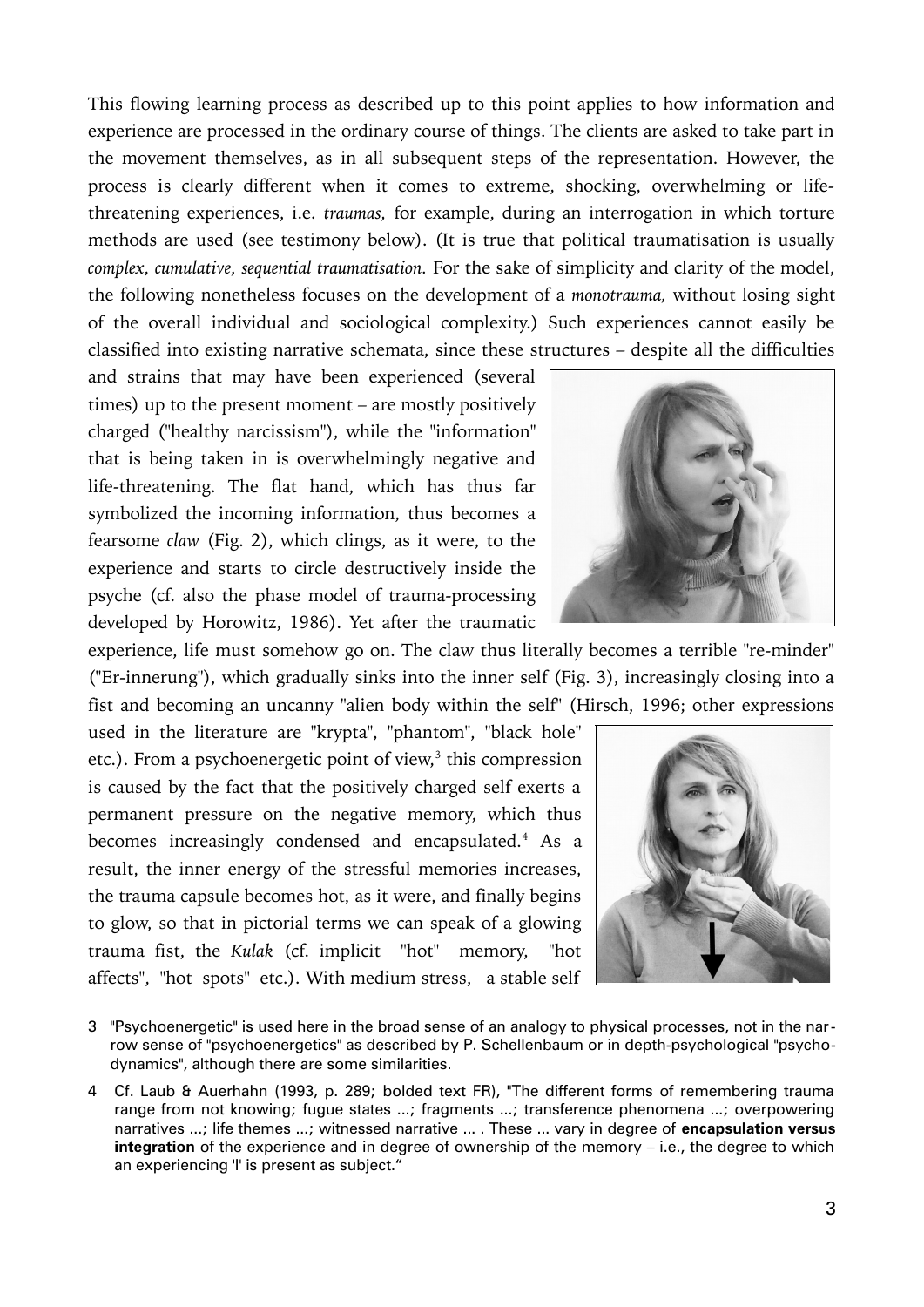This flowing learning process as described up to this point applies to how information and experience are processed in the ordinary course of things. The clients are asked to take part in the movement themselves, as in all subsequent steps of the representation. However, the process is clearly different when it comes to extreme, shocking, overwhelming or life-threatening experiences, i.e. *traumas,* for example, during an interrogation in which torture methods are used (see testimony below). (It is true that political traumatisation is usually *complex, cumulative, sequential traumatisation.* For the sake of simplicity and clarity of the model, the following nonetheless focuses on the development of a *monotrauma,* without losing sight of the overall individual and sociological complexity.) Such experiences cannot easily be classified into existing narrative schemata, since these structures – despite all the difficulties and strains that may have been experienced (several times) up to the present moment – are mostly positively charged ("healthy narcissism"), while the "information" that is being taken in is overwhelmingly negative and life-threatening. The flat hand, which has thus far symbolized the incoming information, thus becomes a fearsome *claw* (Fig. 2), which clings, as it were, to the experience and starts to circle destructively inside the psyche (cf. also the phase model of trauma-processing developed by Horowitz, 1986). Yet after the traumatic experience, life must somehow go on. The claw thus literally becomes a terrible "re-minder" ("Er-innerung"), which gradually sinks into the inner self (Fig. 3), increasingly closing into a fist and becoming an uncanny "alien body within the self" (Hirsch, 1996; other expressions used in the literature are "krypta", "phantom", "black hole" etc.). From a psychoenergetic point of view,[3] this compression is caused by the fact that the positively charged self exerts a permanent pressure on the negative memory, which thus becomes increasingly condensed and encapsulated.[4] As a result, the inner energy of the stressful memories increases, the trauma capsule becomes hot, as it were, and finally begins to glow, so that in pictorial terms we can speak of a glowing trauma fist, the *Kulak* (cf. implicit "hot" memory, "hot affects", "hot spots" etc.). With medium stress, a stable self

3 "Psychoenergetic" is used here in the broad sense of an analogy to physical processes, not in the narrow sense of "psychoenergetics" as described by P. Schellenbaum or in depth-psychological "psychodynamics", although there are some similarities.

4 Cf. Laub & Auerhahn (1993, p. 289; bolded text FR), "The different forms of remembering trauma range from not knowing; fugue states ...; fragments ...; transference phenomena ...; overpowering narratives ...; life themes ...; witnessed narrative ... . These ... vary in degree of **encapsulation versus integration** of the experience and in degree of ownership of the memory – i.e., the degree to which an experiencing 'I' is present as subject."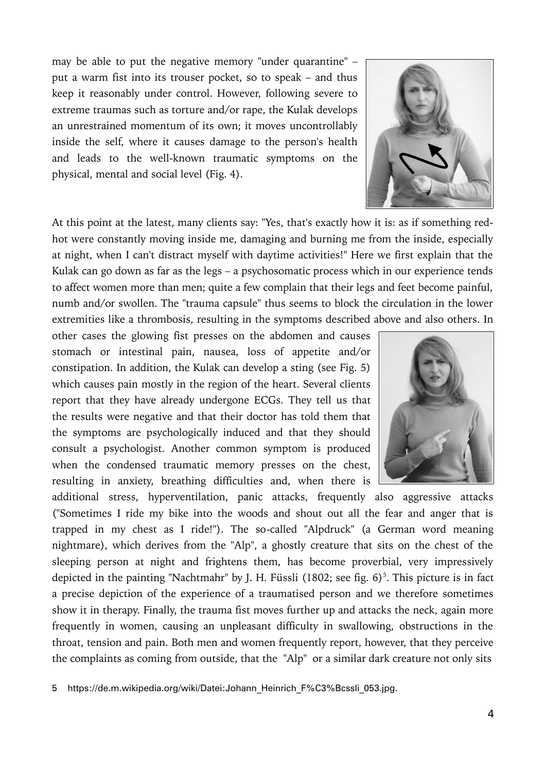may be able to put the negative memory "under quarantine" – put a warm fist into its trouser pocket, so to speak – and thus keep it reasonably under control. However, following severe to extreme traumas such as torture and/or rape, the Kulak develops an unrestrained momentum of its own; it moves uncontrollably inside the self, where it causes damage to the person's health and leads to the well-known traumatic symptoms on the physical, mental and social level (Fig. 4).

At this point at the latest, many clients say: "Yes, that's exactly how it is: as if something red-hot were constantly moving inside me, damaging and burning me from the inside, especially at night, when I can't distract myself with daytime activities!" Here we first explain that the Kulak can go down as far as the legs – a psychosomatic process which in our experience tends to affect women more than men; quite a few complain that their legs and feet become painful, numb and/or swollen. The "trauma capsule" thus seems to block the circulation in the lower extremities like a thrombosis, resulting in the symptoms described above and also others. In other cases the glowing fist presses on the abdomen and causes stomach or intestinal pain, nausea, loss of appetite and/or constipation. In addition, the Kulak can develop a sting (see Fig. 5) which causes pain mostly in the region of the heart. Several clients report that they have already undergone ECGs. They tell us that the results were negative and that their doctor has told them that the symptoms are psychologically induced and that they should consult a psychologist. Another common symptom is produced when the condensed traumatic memory presses on the chest, resulting in anxiety, breathing difficulties and, when there is additional stress, hyperventilation, panic attacks, frequently also aggressive attacks ("Sometimes I ride my bike into the woods and shout out all the fear and anger that is trapped in my chest as I ride!"). The so-called "Alpdruck" (a German word meaning nightmare), which derives from the "Alp", a ghostly creature that sits on the chest of the sleeping person at night and frightens them, has become proverbial, very impressively depicted in the painting "Nachtmahr" by J. H. Füssli (1802; see fig. 6)[5]. This picture is in fact a precise depiction of the experience of a traumatised person and we therefore sometimes show it in therapy. Finally, the trauma fist moves further up and attacks the neck, again more frequently in women, causing an unpleasant difficulty in swallowing, obstructions in the throat, tension and pain. Both men and women frequently report, however, that they perceive the complaints as coming from outside, that the "Alp" or a similar dark creature not only sits

5 https://de.m.wikipedia.org/wiki/Datei:Johann_Heinrich_F%C3%Bcssli_053.jpg.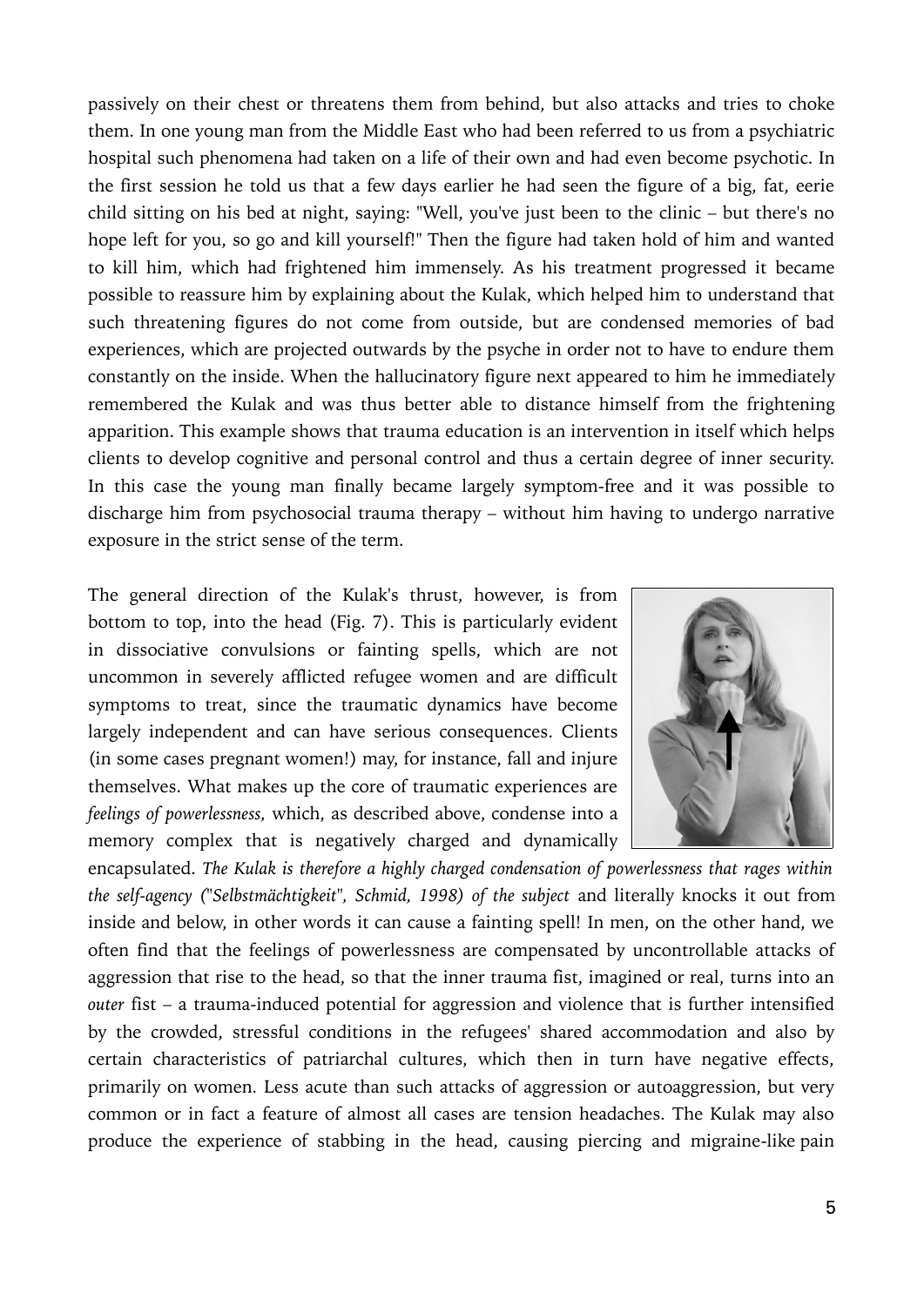passively on their chest or threatens them from behind, but also attacks and tries to choke them. In one young man from the Middle East who had been referred to us from a psychiatric hospital such phenomena had taken on a life of their own and had even become psychotic. In the first session he told us that a few days earlier he had seen the figure of a big, fat, eerie child sitting on his bed at night, saying: "Well, you've just been to the clinic – but there's no hope left for you, so go and kill yourself!" Then the figure had taken hold of him and wanted to kill him, which had frightened him immensely. As his treatment progressed it became possible to reassure him by explaining about the Kulak, which helped him to understand that such threatening figures do not come from outside, but are condensed memories of bad experiences, which are projected outwards by the psyche in order not to have to endure them constantly on the inside. When the hallucinatory figure next appeared to him he immediately remembered the Kulak and was thus better able to distance himself from the frightening apparition. This example shows that trauma education is an intervention in itself which helps clients to develop cognitive and personal control and thus a certain degree of inner security. In this case the young man finally became largely symptom-free and it was possible to discharge him from psychosocial trauma therapy – without him having to undergo narrative exposure in the strict sense of the term.

The general direction of the Kulak's thrust, however, is from bottom to top, into the head (Fig. 7). This is particularly evident in dissociative convulsions or fainting spells, which are not uncommon in severely afflicted refugee women and are difficult symptoms to treat, since the traumatic dynamics have become largely independent and can have serious consequences. Clients (in some cases pregnant women!) may, for instance, fall and injure themselves. What makes up the core of traumatic experiences are *feelings of powerlessness,* which, as described above, condense into a memory complex that is negatively charged and dynamically encapsulated. *The Kulak is therefore a highly charged condensation of powerlessness that rages within the self-agency ("Selbstmächtigkeit", Schmid, 1998) of the subject* and literally knocks it out from inside and below, in other words it can cause a fainting spell! In men, on the other hand, we often find that the feelings of powerlessness are compensated by uncontrollable attacks of aggression that rise to the head, so that the inner trauma fist, imagined or real, turns into an *outer* fist – a trauma-induced potential for aggression and violence that is further intensified by the crowded, stressful conditions in the refugees' shared accommodation and also by certain characteristics of patriarchal cultures, which then in turn have negative effects, primarily on women. Less acute than such attacks of aggression or autoaggression, but very common or in fact a feature of almost all cases are tension headaches. The Kulak may also produce the experience of stabbing in the head, causing piercing and migraine-like pain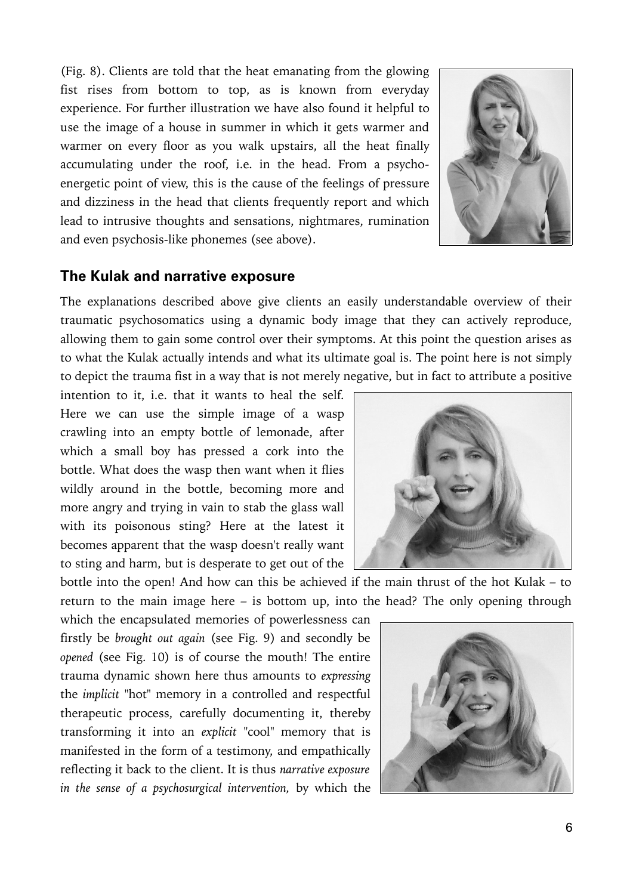(Fig. 8). Clients are told that the heat emanating from the glowing fist rises from bottom to top, as is known from everyday experience. For further illustration we have also found it helpful to use the image of a house in summer in which it gets warmer and warmer on every floor as you walk upstairs, all the heat finally accumulating under the roof, i.e. in the head. From a psycho-energetic point of view, this is the cause of the feelings of pressure and dizziness in the head that clients frequently report and which lead to intrusive thoughts and sensations, nightmares, rumination and even psychosis-like phonemes (see above).

## The Kulak and narrative exposure

The explanations described above give clients an easily understandable overview of their traumatic psychosomatics using a dynamic body image that they can actively reproduce, allowing them to gain some control over their symptoms. At this point the question arises as to what the Kulak actually intends and what its ultimate goal is. The point here is not simply to depict the trauma fist in a way that is not merely negative, but in fact to attribute a positive intention to it, i.e. that it wants to heal the self. Here we can use the simple image of a wasp crawling into an empty bottle of lemonade, after which a small boy has pressed a cork into the bottle. What does the wasp then want when it flies wildly around in the bottle, becoming more and more angry and trying in vain to stab the glass wall with its poisonous sting? Here at the latest it becomes apparent that the wasp doesn't really want to sting and harm, but is desperate to get out of the bottle into the open! And how can this be achieved if the main thrust of the hot Kulak – to return to the main image here – is bottom up, into the head? The only opening through which the encapsulated memories of powerlessness can firstly be *brought out again* (see Fig. 9) and secondly be *opened* (see Fig. 10) is of course the mouth! The entire trauma dynamic shown here thus amounts to *expressing* the *implicit* "hot" memory in a controlled and respectful therapeutic process, carefully documenting it, thereby transforming it into an *explicit* "cool" memory that is manifested in the form of a testimony, and empathically reflecting it back to the client. It is thus *narrative exposure in the sense of a psychosurgical intervention,* by which the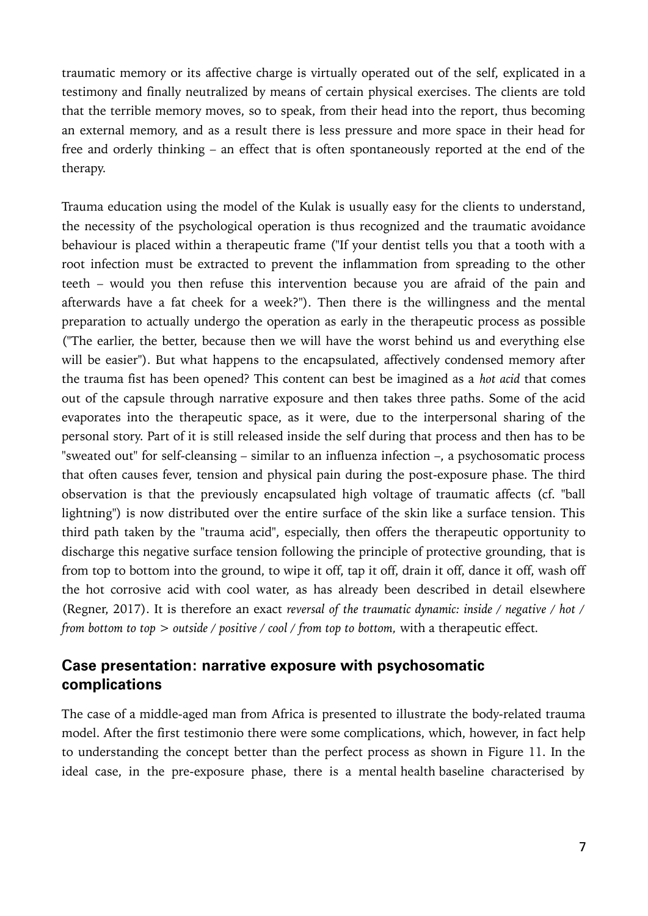traumatic memory or its affective charge is virtually operated out of the self, explicated in a testimony and finally neutralized by means of certain physical exercises. The clients are told that the terrible memory moves, so to speak, from their head into the report, thus becoming an external memory, and as a result there is less pressure and more space in their head for free and orderly thinking – an effect that is often spontaneously reported at the end of the therapy.

Trauma education using the model of the Kulak is usually easy for the clients to understand, the necessity of the psychological operation is thus recognized and the traumatic avoidance behaviour is placed within a therapeutic frame ("If your dentist tells you that a tooth with a root infection must be extracted to prevent the inflammation from spreading to the other teeth – would you then refuse this intervention because you are afraid of the pain and afterwards have a fat cheek for a week?"). Then there is the willingness and the mental preparation to actually undergo the operation as early in the therapeutic process as possible ("The earlier, the better, because then we will have the worst behind us and everything else will be easier"). But what happens to the encapsulated, affectively condensed memory after the trauma fist has been opened? This content can best be imagined as a *hot acid* that comes out of the capsule through narrative exposure and then takes three paths. Some of the acid evaporates into the therapeutic space, as it were, due to the interpersonal sharing of the personal story. Part of it is still released inside the self during that process and then has to be "sweated out" for self-cleansing – similar to an influenza infection –, a psychosomatic process that often causes fever, tension and physical pain during the post-exposure phase. The third observation is that the previously encapsulated high voltage of traumatic affects (cf. "ball lightning") is now distributed over the entire surface of the skin like a surface tension. This third path taken by the "trauma acid", especially, then offers the therapeutic opportunity to discharge this negative surface tension following the principle of protective grounding, that is from top to bottom into the ground, to wipe it off, tap it off, drain it off, dance it off, wash off the hot corrosive acid with cool water, as has already been described in detail elsewhere (Regner, 2017). It is therefore an exact *reversal of the traumatic dynamic: inside / negative / hot / from bottom to top > outside / positive / cool / from top to bottom,* with a therapeutic effect.

## Case presentation: narrative exposure with psychosomatic complications

The case of a middle-aged man from Africa is presented to illustrate the body-related trauma model. After the first testimonio there were some complications, which, however, in fact help to understanding the concept better than the perfect process as shown in Figure 11. In the ideal case, in the pre-exposure phase, there is a mental health baseline characterised by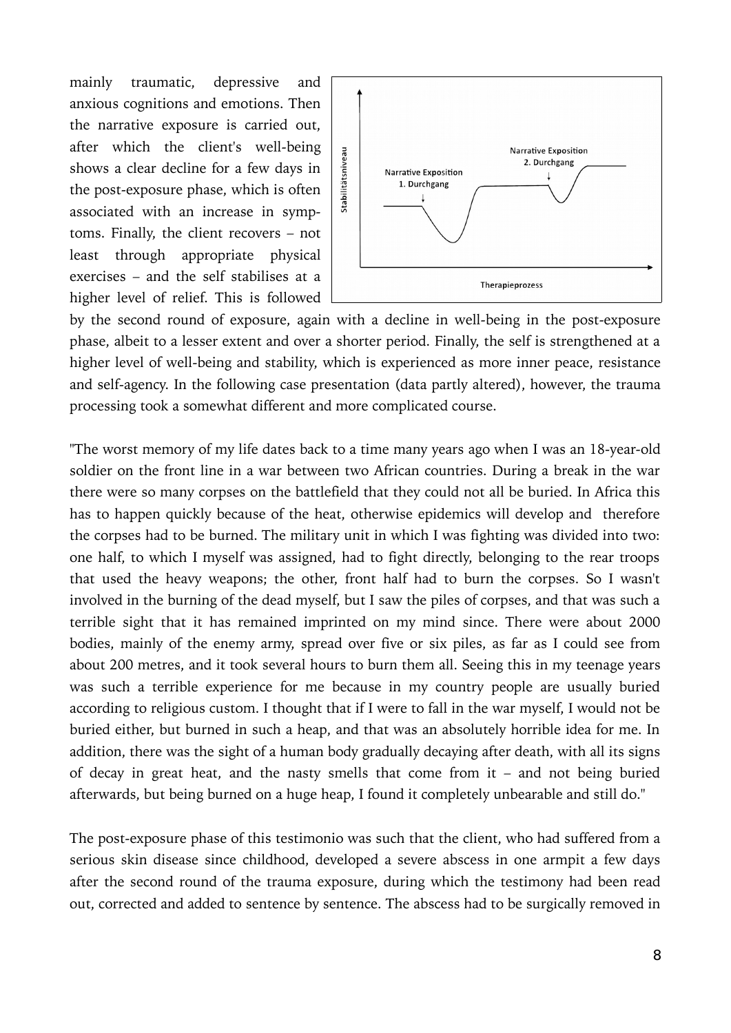mainly traumatic, depressive and anxious cognitions and emotions. Then the narrative exposure is carried out, after which the client's well-being shows a clear decline for a few days in the post-exposure phase, which is often associated with an increase in symptoms. Finally, the client recovers – not least through appropriate physical exercises – and the self stabilises at a higher level of relief. This is followed by the second round of exposure, again with a decline in well-being in the post-exposure phase, albeit to a lesser extent and over a shorter period. Finally, the self is strengthened at a higher level of well-being and stability, which is experienced as more inner peace, resistance and self-agency. In the following case presentation (data partly altered), however, the trauma processing took a somewhat different and more complicated course.

"The worst memory of my life dates back to a time many years ago when I was an 18-year-old soldier on the front line in a war between two African countries. During a break in the war there were so many corpses on the battlefield that they could not all be buried. In Africa this has to happen quickly because of the heat, otherwise epidemics will develop and therefore the corpses had to be burned. The military unit in which I was fighting was divided into two: one half, to which I myself was assigned, had to fight directly, belonging to the rear troops that used the heavy weapons; the other, front half had to burn the corpses. So I wasn't involved in the burning of the dead myself, but I saw the piles of corpses, and that was such a terrible sight that it has remained imprinted on my mind since. There were about 2000 bodies, mainly of the enemy army, spread over five or six piles, as far as I could see from about 200 metres, and it took several hours to burn them all. Seeing this in my teenage years was such a terrible experience for me because in my country people are usually buried according to religious custom. I thought that if I were to fall in the war myself, I would not be buried either, but burned in such a heap, and that was an absolutely horrible idea for me. In addition, there was the sight of a human body gradually decaying after death, with all its signs of decay in great heat, and the nasty smells that come from it – and not being buried afterwards, but being burned on a huge heap, I found it completely unbearable and still do."

The post-exposure phase of this testimonio was such that the client, who had suffered from a serious skin disease since childhood, developed a severe abscess in one armpit a few days after the second round of the trauma exposure, during which the testimony had been read out, corrected and added to sentence by sentence. The abscess had to be surgically removed in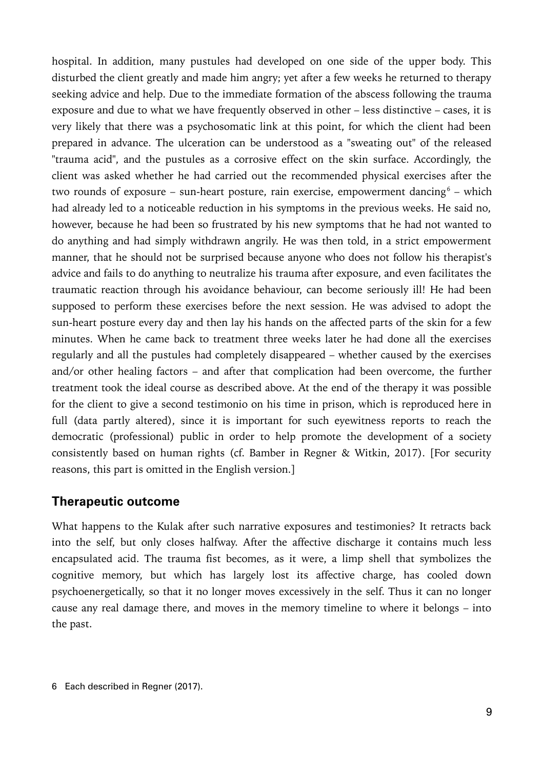hospital. In addition, many pustules had developed on one side of the upper body. This disturbed the client greatly and made him angry; yet after a few weeks he returned to therapy seeking advice and help. Due to the immediate formation of the abscess following the trauma exposure and due to what we have frequently observed in other – less distinctive – cases, it is very likely that there was a psychosomatic link at this point, for which the client had been prepared in advance. The ulceration can be understood as a "sweating out" of the released "trauma acid", and the pustules as a corrosive effect on the skin surface. Accordingly, the client was asked whether he had carried out the recommended physical exercises after the two rounds of exposure – sun-heart posture, rain exercise, empowerment dancing[6] – which had already led to a noticeable reduction in his symptoms in the previous weeks. He said no, however, because he had been so frustrated by his new symptoms that he had not wanted to do anything and had simply withdrawn angrily. He was then told, in a strict empowerment manner, that he should not be surprised because anyone who does not follow his therapist's advice and fails to do anything to neutralize his trauma after exposure, and even facilitates the traumatic reaction through his avoidance behaviour, can become seriously ill! He had been supposed to perform these exercises before the next session. He was advised to adopt the sun-heart posture every day and then lay his hands on the affected parts of the skin for a few minutes. When he came back to treatment three weeks later he had done all the exercises regularly and all the pustules had completely disappeared – whether caused by the exercises and/or other healing factors – and after that complication had been overcome, the further treatment took the ideal course as described above. At the end of the therapy it was possible for the client to give a second testimonio on his time in prison, which is reproduced here in full (data partly altered), since it is important for such eyewitness reports to reach the democratic (professional) public in order to help promote the development of a society consistently based on human rights (cf. Bamber in Regner & Witkin, 2017). [For security reasons, this part is omitted in the English version.]

## Therapeutic outcome

What happens to the Kulak after such narrative exposures and testimonies? It retracts back into the self, but only closes halfway. After the affective discharge it contains much less encapsulated acid. The trauma fist becomes, as it were, a limp shell that symbolizes the cognitive memory, but which has largely lost its affective charge, has cooled down psychoenergetically, so that it no longer moves excessively in the self. Thus it can no longer cause any real damage there, and moves in the memory timeline to where it belongs – into the past.

6 Each described in Regner (2017).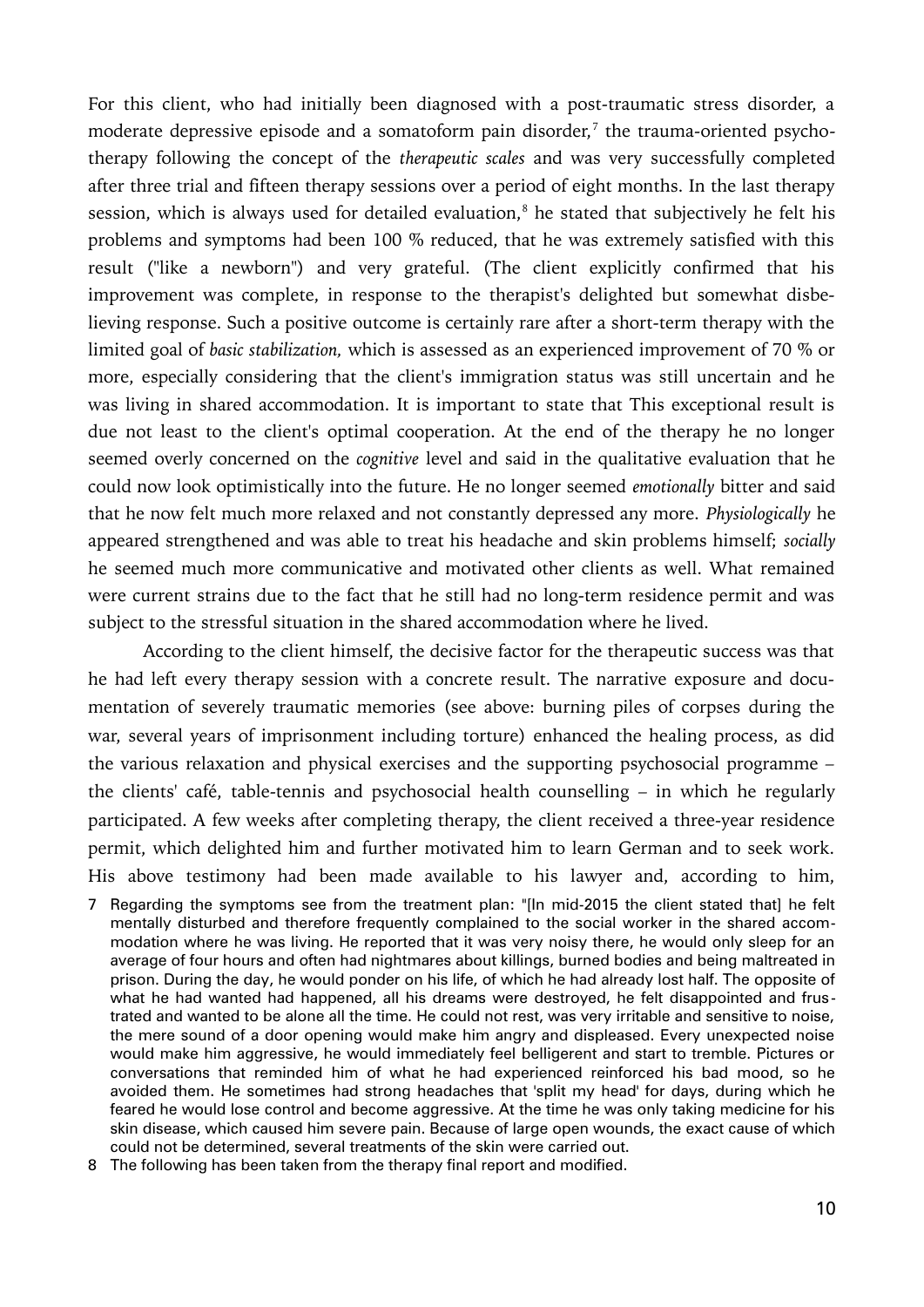For this client, who had initially been diagnosed with a post-traumatic stress disorder, a moderate depressive episode and a somatoform pain disorder,[7] the trauma-oriented psychotherapy following the concept of the *therapeutic scales* and was very successfully completed after three trial and fifteen therapy sessions over a period of eight months. In the last therapy session, which is always used for detailed evaluation,[8] he stated that subjectively he felt his problems and symptoms had been 100 % reduced, that he was extremely satisfied with this result ("like a newborn") and very grateful. (The client explicitly confirmed that his improvement was complete, in response to the therapist's delighted but somewhat disbelieving response. Such a positive outcome is certainly rare after a short-term therapy with the limited goal of *basic stabilization,* which is assessed as an experienced improvement of 70 % or more, especially considering that the client's immigration status was still uncertain and he was living in shared accommodation. It is important to state that This exceptional result is due not least to the client's optimal cooperation. At the end of the therapy he no longer seemed overly concerned on the *cognitive* level and said in the qualitative evaluation that he could now look optimistically into the future. He no longer seemed *emotionally* bitter and said that he now felt much more relaxed and not constantly depressed any more. *Physiologically* he appeared strengthened and was able to treat his headache and skin problems himself; *socially* he seemed much more communicative and motivated other clients as well. What remained were current strains due to the fact that he still had no long-term residence permit and was subject to the stressful situation in the shared accommodation where he lived.

According to the client himself, the decisive factor for the therapeutic success was that he had left every therapy session with a concrete result. The narrative exposure and documentation of severely traumatic memories (see above: burning piles of corpses during the war, several years of imprisonment including torture) enhanced the healing process, as did the various relaxation and physical exercises and the supporting psychosocial programme – the clients' café, table-tennis and psychosocial health counselling – in which he regularly participated. A few weeks after completing therapy, the client received a three-year residence permit, which delighted him and further motivated him to learn German and to seek work. His above testimony had been made available to his lawyer and, according to him,

7 Regarding the symptoms see from the treatment plan: "[In mid-2015 the client stated that] he felt mentally disturbed and therefore frequently complained to the social worker in the shared accommodation where he was living. He reported that it was very noisy there, he would only sleep for an average of four hours and often had nightmares about killings, burned bodies and being maltreated in prison. During the day, he would ponder on his life, of which he had already lost half. The opposite of what he had wanted had happened, all his dreams were destroyed, he felt disappointed and frustrated and wanted to be alone all the time. He could not rest, was very irritable and sensitive to noise, the mere sound of a door opening would make him angry and displeased. Every unexpected noise would make him aggressive, he would immediately feel belligerent and start to tremble. Pictures or conversations that reminded him of what he had experienced reinforced his bad mood, so he avoided them. He sometimes had strong headaches that 'split my head' for days, during which he feared he would lose control and become aggressive. At the time he was only taking medicine for his skin disease, which caused him severe pain. Because of large open wounds, the exact cause of which could not be determined, several treatments of the skin were carried out.

8 The following has been taken from the therapy final report and modified.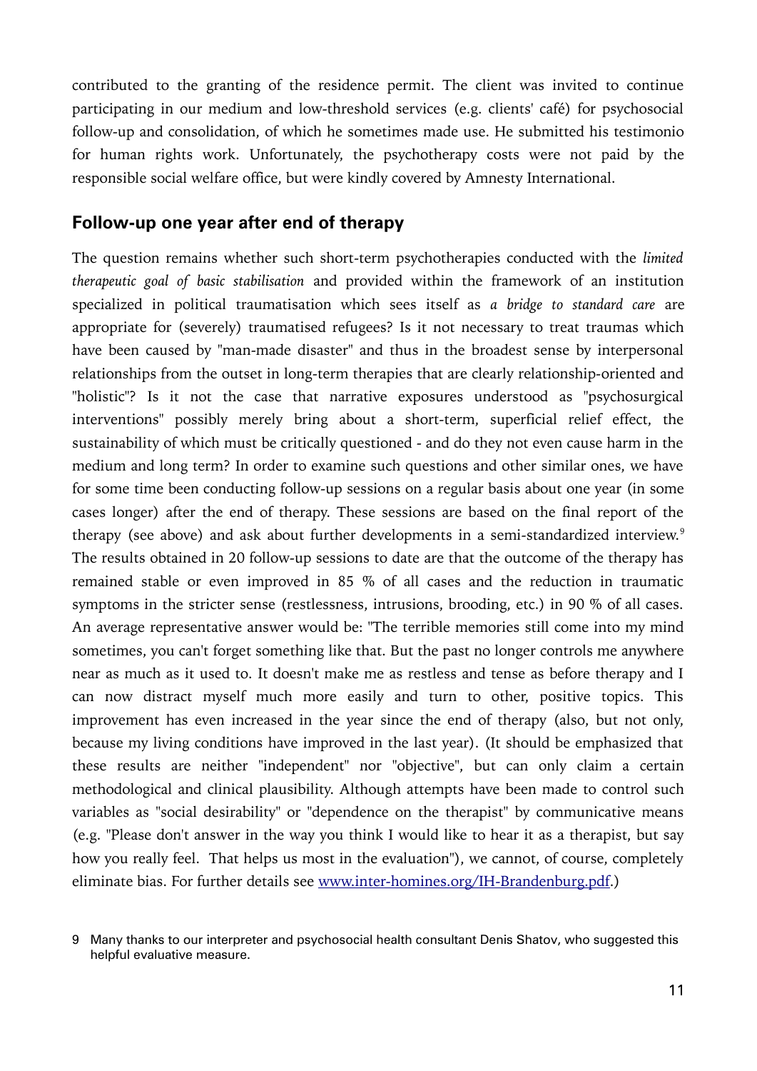contributed to the granting of the residence permit. The client was invited to continue participating in our medium and low-threshold services (e.g. clients' café) for psychosocial follow-up and consolidation, of which he sometimes made use. He submitted his testimonio for human rights work. Unfortunately, the psychotherapy costs were not paid by the responsible social welfare office, but were kindly covered by Amnesty International.

## Follow-up one year after end of therapy

The question remains whether such short-term psychotherapies conducted with the *limited therapeutic goal of basic stabilisation* and provided within the framework of an institution specialized in political traumatisation which sees itself as *a bridge to standard care* are appropriate for (severely) traumatised refugees? Is it not necessary to treat traumas which have been caused by "man-made disaster" and thus in the broadest sense by interpersonal relationships from the outset in long-term therapies that are clearly relationship-oriented and "holistic"? Is it not the case that narrative exposures understood as "psychosurgical interventions" possibly merely bring about a short-term, superficial relief effect, the sustainability of which must be critically questioned - and do they not even cause harm in the medium and long term? In order to examine such questions and other similar ones, we have for some time been conducting follow-up sessions on a regular basis about one year (in some cases longer) after the end of therapy. These sessions are based on the final report of the therapy (see above) and ask about further developments in a semi-standardized interview.[9] The results obtained in 20 follow-up sessions to date are that the outcome of the therapy has remained stable or even improved in 85 % of all cases and the reduction in traumatic symptoms in the stricter sense (restlessness, intrusions, brooding, etc.) in 90 % of all cases. An average representative answer would be: "The terrible memories still come into my mind sometimes, you can't forget something like that. But the past no longer controls me anywhere near as much as it used to. It doesn't make me as restless and tense as before therapy and I can now distract myself much more easily and turn to other, positive topics. This improvement has even increased in the year since the end of therapy (also, but not only, because my living conditions have improved in the last year). (It should be emphasized that these results are neither "independent" nor "objective", but can only claim a certain methodological and clinical plausibility. Although attempts have been made to control such variables as "social desirability" or "dependence on the therapist" by communicative means (e.g. "Please don't answer in the way you think I would like to hear it as a therapist, but say how you really feel. That helps us most in the evaluation"), we cannot, of course, completely eliminate bias. For further details see [www.inter-homines.org/IH-Brandenburg.pdf](www.inter-homines.org/IH-Brandenburg.pdf).)

9 Many thanks to our interpreter and psychosocial health consultant Denis Shatov, who suggested this helpful evaluative measure.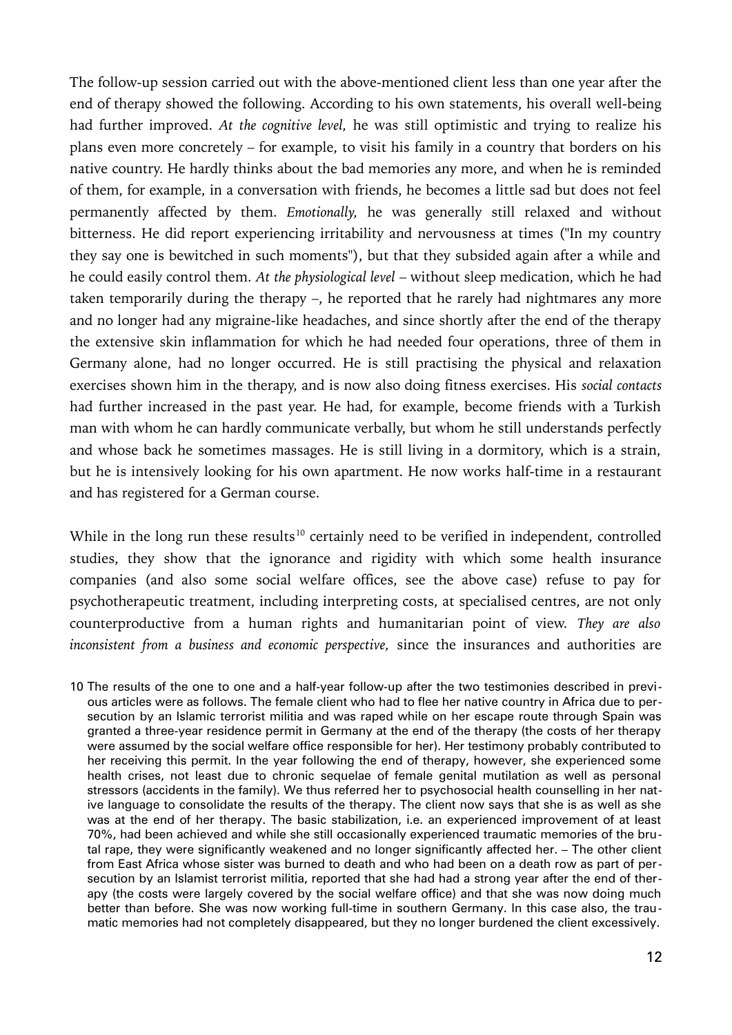The follow-up session carried out with the above-mentioned client less than one year after the end of therapy showed the following. According to his own statements, his overall well-being had further improved. *At the cognitive level,* he was still optimistic and trying to realize his plans even more concretely – for example, to visit his family in a country that borders on his native country. He hardly thinks about the bad memories any more, and when he is reminded of them, for example, in a conversation with friends, he becomes a little sad but does not feel permanently affected by them. *Emotionally,* he was generally still relaxed and without bitterness. He did report experiencing irritability and nervousness at times ("In my country they say one is bewitched in such moments"), but that they subsided again after a while and he could easily control them. *At the physiological level* – without sleep medication, which he had taken temporarily during the therapy –, he reported that he rarely had nightmares any more and no longer had any migraine-like headaches, and since shortly after the end of the therapy the extensive skin inflammation for which he had needed four operations, three of them in Germany alone, had no longer occurred. He is still practising the physical and relaxation exercises shown him in the therapy, and is now also doing fitness exercises. His *social contacts* had further increased in the past year. He had, for example, become friends with a Turkish man with whom he can hardly communicate verbally, but whom he still understands perfectly and whose back he sometimes massages. He is still living in a dormitory, which is a strain, but he is intensively looking for his own apartment. He now works half-time in a restaurant and has registered for a German course.

While in the long run these results[10] certainly need to be verified in independent, controlled studies, they show that the ignorance and rigidity with which some health insurance companies (and also some social welfare offices, see the above case) refuse to pay for psychotherapeutic treatment, including interpreting costs, at specialised centres, are not only counterproductive from a human rights and humanitarian point of view. *They are also inconsistent from a business and economic perspective,* since the insurances and authorities are

10 The results of the one to one and a half-year follow-up after the two testimonies described in previous articles were as follows. The female client who had to flee her native country in Africa due to persecution by an Islamic terrorist militia and was raped while on her escape route through Spain was granted a three-year residence permit in Germany at the end of the therapy (the costs of her therapy were assumed by the social welfare office responsible for her). Her testimony probably contributed to her receiving this permit. In the year following the end of therapy, however, she experienced some health crises, not least due to chronic sequelae of female genital mutilation as well as personal stressors (accidents in the family). We thus referred her to psychosocial health counselling in her native language to consolidate the results of the therapy. The client now says that she is as well as she was at the end of her therapy. The basic stabilization, i.e. an experienced improvement of at least 70%, had been achieved and while she still occasionally experienced traumatic memories of the brutal rape, they were significantly weakened and no longer significantly affected her. – The other client from East Africa whose sister was burned to death and who had been on a death row as part of persecution by an Islamist terrorist militia, reported that she had had a strong year after the end of therapy (the costs were largely covered by the social welfare office) and that she was now doing much better than before. She was now working full-time in southern Germany. In this case also, the traumatic memories had not completely disappeared, but they no longer burdened the client excessively.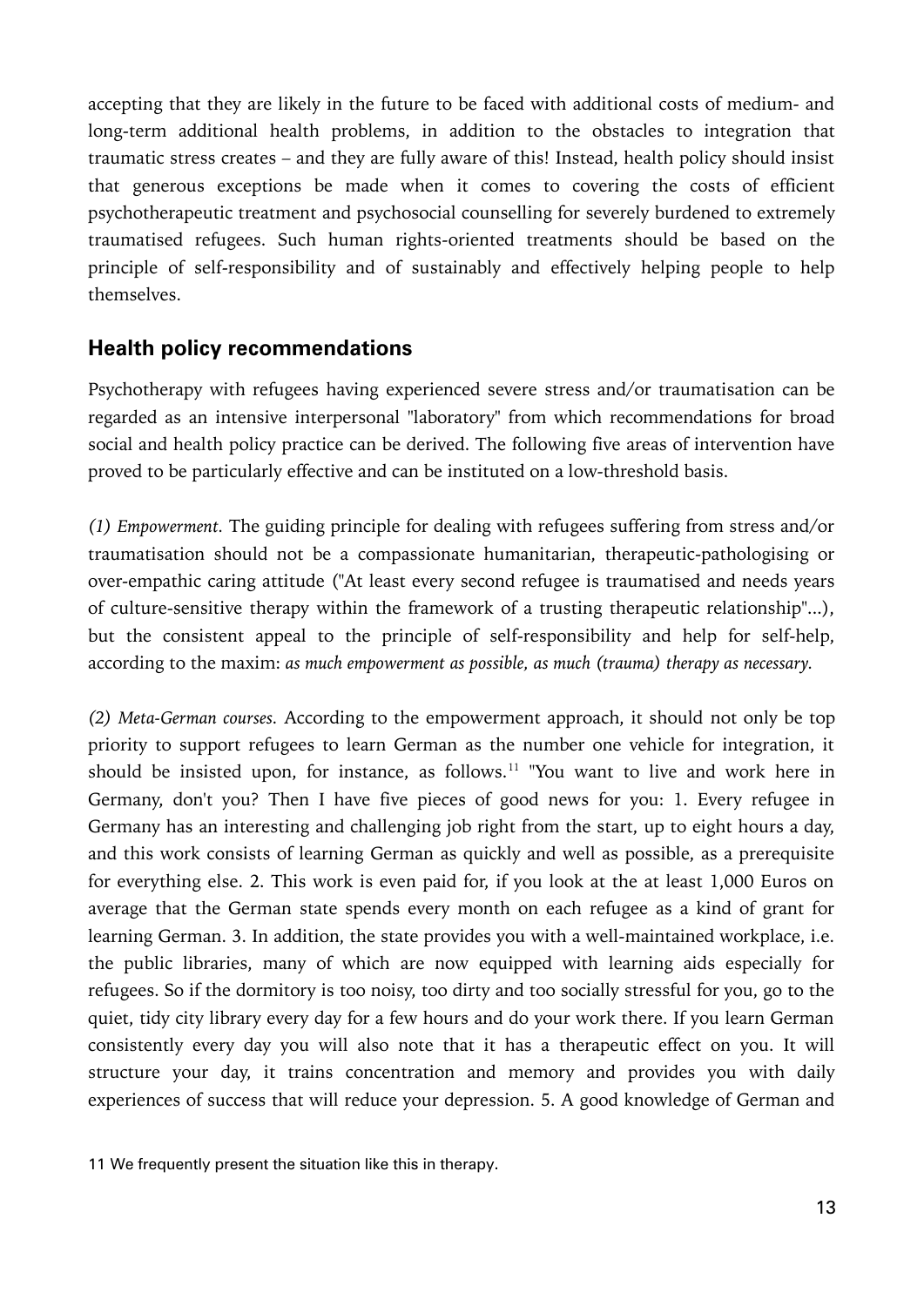accepting that they are likely in the future to be faced with additional costs of medium- and long-term additional health problems, in addition to the obstacles to integration that traumatic stress creates – and they are fully aware of this! Instead, health policy should insist that generous exceptions be made when it comes to covering the costs of efficient psychotherapeutic treatment and psychosocial counselling for severely burdened to extremely traumatised refugees. Such human rights-oriented treatments should be based on the principle of self-responsibility and of sustainably and effectively helping people to help themselves.

## Health policy recommendations

Psychotherapy with refugees having experienced severe stress and/or traumatisation can be regarded as an intensive interpersonal "laboratory" from which recommendations for broad social and health policy practice can be derived. The following five areas of intervention have proved to be particularly effective and can be instituted on a low-threshold basis.

*(1) Empowerment.* The guiding principle for dealing with refugees suffering from stress and/or traumatisation should not be a compassionate humanitarian, therapeutic-pathologising or over-empathic caring attitude ("At least every second refugee is traumatised and needs years of culture-sensitive therapy within the framework of a trusting therapeutic relationship"...), but the consistent appeal to the principle of self-responsibility and help for self-help, according to the maxim: *as much empowerment as possible, as much (trauma) therapy as necessary.*

*(2) Meta-German courses.* According to the empowerment approach, it should not only be top priority to support refugees to learn German as the number one vehicle for integration, it should be insisted upon, for instance, as follows.[11] "You want to live and work here in Germany, don't you? Then I have five pieces of good news for you: 1. Every refugee in Germany has an interesting and challenging job right from the start, up to eight hours a day, and this work consists of learning German as quickly and well as possible, as a prerequisite for everything else. 2. This work is even paid for, if you look at the at least 1,000 Euros on average that the German state spends every month on each refugee as a kind of grant for learning German. 3. In addition, the state provides you with a well-maintained workplace, i.e. the public libraries, many of which are now equipped with learning aids especially for refugees. So if the dormitory is too noisy, too dirty and too socially stressful for you, go to the quiet, tidy city library every day for a few hours and do your work there. If you learn German consistently every day you will also note that it has a therapeutic effect on you. It will structure your day, it trains concentration and memory and provides you with daily experiences of success that will reduce your depression. 5. A good knowledge of German and

11 We frequently present the situation like this in therapy.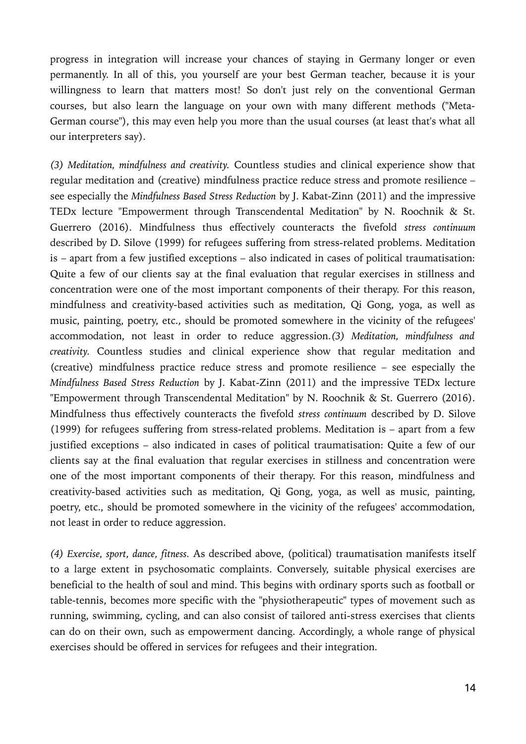progress in integration will increase your chances of staying in Germany longer or even permanently. In all of this, you yourself are your best German teacher, because it is your willingness to learn that matters most! So don't just rely on the conventional German courses, but also learn the language on your own with many different methods ("Meta-German course"), this may even help you more than the usual courses (at least that's what all our interpreters say).

*(3) Meditation, mindfulness and creativity.* Countless studies and clinical experience show that regular meditation and (creative) mindfulness practice reduce stress and promote resilience – see especially the *Mindfulness Based Stress Reduction* by J. Kabat-Zinn (2011) and the impressive TEDx lecture "Empowerment through Transcendental Meditation" by N. Roochnik & St. Guerrero (2016). Mindfulness thus effectively counteracts the fivefold *stress continuum* described by D. Silove (1999) for refugees suffering from stress-related problems. Meditation is – apart from a few justified exceptions – also indicated in cases of political traumatisation: Quite a few of our clients say at the final evaluation that regular exercises in stillness and concentration were one of the most important components of their therapy. For this reason, mindfulness and creativity-based activities such as meditation, Qi Gong, yoga, as well as music, painting, poetry, etc., should be promoted somewhere in the vicinity of the refugees' accommodation, not least in order to reduce aggression.*(3) Meditation, mindfulness and creativity.* Countless studies and clinical experience show that regular meditation and (creative) mindfulness practice reduce stress and promote resilience – see especially the *Mindfulness Based Stress Reduction* by J. Kabat-Zinn (2011) and the impressive TEDx lecture "Empowerment through Transcendental Meditation" by N. Roochnik & St. Guerrero (2016). Mindfulness thus effectively counteracts the fivefold *stress continuum* described by D. Silove (1999) for refugees suffering from stress-related problems. Meditation is – apart from a few justified exceptions – also indicated in cases of political traumatisation: Quite a few of our clients say at the final evaluation that regular exercises in stillness and concentration were one of the most important components of their therapy. For this reason, mindfulness and creativity-based activities such as meditation, Qi Gong, yoga, as well as music, painting, poetry, etc., should be promoted somewhere in the vicinity of the refugees' accommodation, not least in order to reduce aggression.

*(4) Exercise, sport, dance, fitness.* As described above, (political) traumatisation manifests itself to a large extent in psychosomatic complaints. Conversely, suitable physical exercises are beneficial to the health of soul and mind. This begins with ordinary sports such as football or table-tennis, becomes more specific with the "physiotherapeutic" types of movement such as running, swimming, cycling, and can also consist of tailored anti-stress exercises that clients can do on their own, such as empowerment dancing. Accordingly, a whole range of physical exercises should be offered in services for refugees and their integration.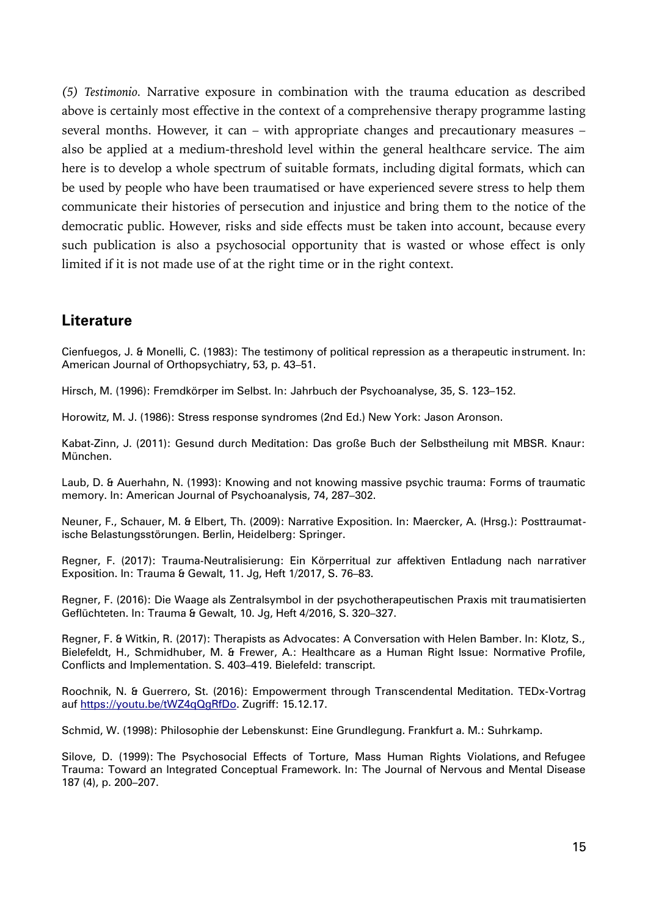*(5) Testimonio.* Narrative exposure in combination with the trauma education as described above is certainly most effective in the context of a comprehensive therapy programme lasting several months. However, it can – with appropriate changes and precautionary measures – also be applied at a medium-threshold level within the general healthcare service. The aim here is to develop a whole spectrum of suitable formats, including digital formats, which can be used by people who have been traumatised or have experienced severe stress to help them communicate their histories of persecution and injustice and bring them to the notice of the democratic public. However, risks and side effects must be taken into account, because every such publication is also a psychosocial opportunity that is wasted or whose effect is only limited if it is not made use of at the right time or in the right context.

## Literature

Cienfuegos, J. & Monelli, C. (1983): The testimony of political repression as a therapeutic instrument. In: American Journal of Orthopsychiatry, 53, p. 43–51.

Hirsch, M. (1996): Fremdkörper im Selbst. In: Jahrbuch der Psychoanalyse, 35, S. 123–152.

Horowitz, M. J. (1986): Stress response syndromes (2nd Ed.) New York: Jason Aronson.

Kabat-Zinn, J. (2011): Gesund durch Meditation: Das große Buch der Selbstheilung mit MBSR. Knaur: München.

Laub, D. & Auerhahn, N. (1993): Knowing and not knowing massive psychic trauma: Forms of traumatic memory. In: American Journal of Psychoanalysis, 74, 287–302.

Neuner, F., Schauer, M. & Elbert, Th. (2009): Narrative Exposition. In: Maercker, A. (Hrsg.): Posttraumatische Belastungsstörungen. Berlin, Heidelberg: Springer.

Regner, F. (2017): Trauma-Neutralisierung: Ein Körperritual zur affektiven Entladung nach narrativer Exposition. In: Trauma & Gewalt, 11. Jg, Heft 1/2017, S. 76–83.

Regner, F. (2016): Die Waage als Zentralsymbol in der psychotherapeutischen Praxis mit traumatisierten Geflüchteten. In: Trauma & Gewalt, 10. Jg, Heft 4/2016, S. 320–327.

Regner, F. & Witkin, R. (2017): Therapists as Advocates: A Conversation with Helen Bamber. In: Klotz, S., Bielefeldt, H., Schmidhuber, M. & Frewer, A.: Healthcare as a Human Right Issue: Normative Profile, Conflicts and Implementation. S. 403–419. Bielefeld: transcript.

Roochnik, N. & Guerrero, St. (2016): Empowerment through Transcendental Meditation. TEDx-Vortrag auf https://youtu.be/tWZ4qQgRfDo. Zugriff: 15.12.17.

Schmid, W. (1998): Philosophie der Lebenskunst: Eine Grundlegung. Frankfurt a. M.: Suhrkamp.

Silove, D. (1999): The Psychosocial Effects of Torture, Mass Human Rights Violations, and Refugee Trauma: Toward an Integrated Conceptual Framework. In: The Journal of Nervous and Mental Disease 187 (4), p. 200–207.